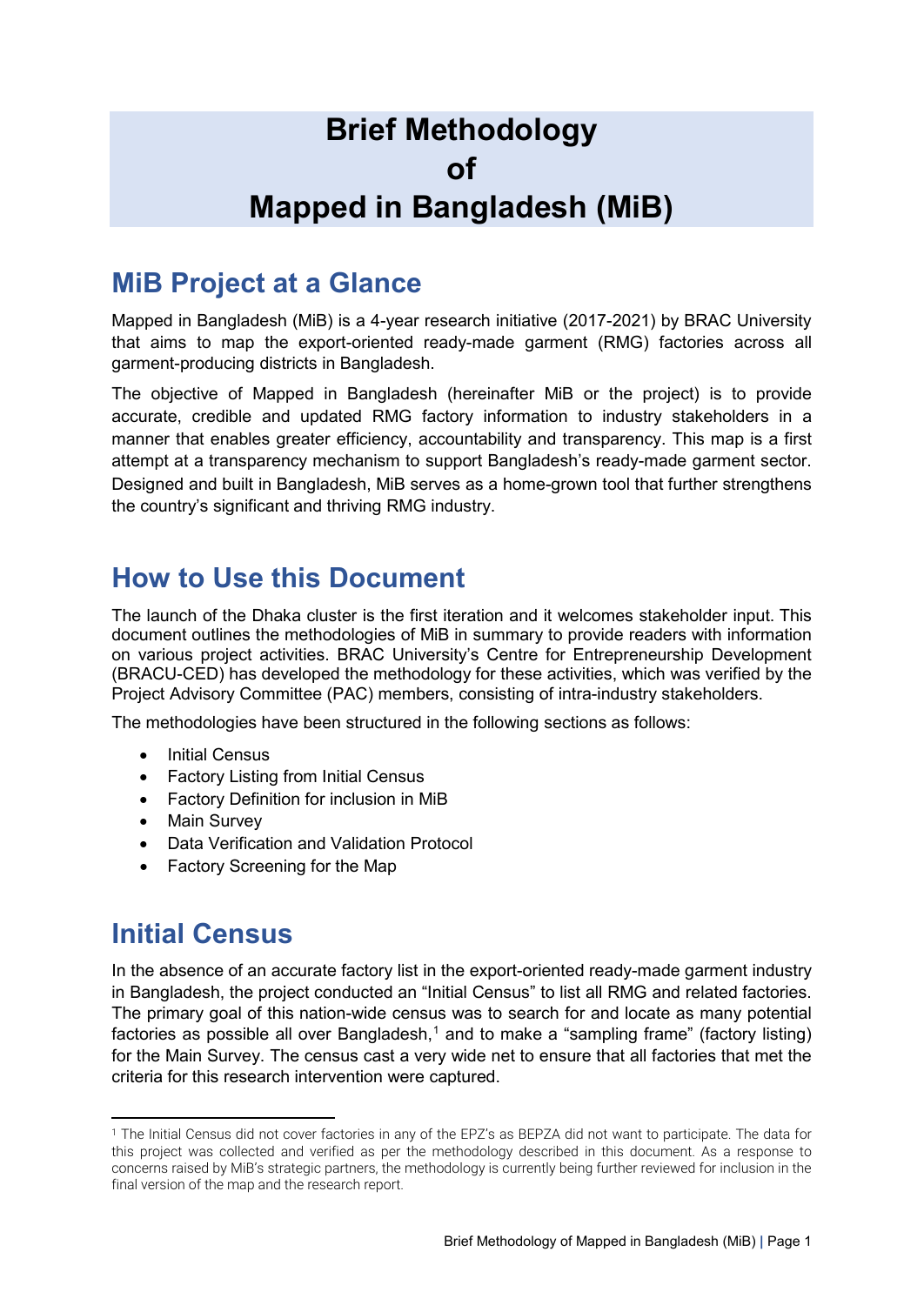# Brief Methodology of Mapped in Bangladesh (MiB)

## MiB Project at a Glance

Mapped in Bangladesh (MiB) is a 4-year research initiative (2017-2021) by BRAC University that aims to map the export-oriented ready-made garment (RMG) factories across all garment-producing districts in Bangladesh.

The objective of Mapped in Bangladesh (hereinafter MiB or the project) is to provide accurate, credible and updated RMG factory information to industry stakeholders in a manner that enables greater efficiency, accountability and transparency. This map is a first attempt at a transparency mechanism to support Bangladesh's ready-made garment sector. Designed and built in Bangladesh, MiB serves as a home-grown tool that further strengthens the country's significant and thriving RMG industry.

## How to Use this Document

The launch of the Dhaka cluster is the first iteration and it welcomes stakeholder input. This document outlines the methodologies of MiB in summary to provide readers with information on various project activities. BRAC University's Centre for Entrepreneurship Development (BRACU-CED) has developed the methodology for these activities, which was verified by the Project Advisory Committee (PAC) members, consisting of intra-industry stakeholders.

The methodologies have been structured in the following sections as follows:

- Initial Census
- Factory Listing from Initial Census
- Factory Definition for inclusion in MiB
- Main Survey
- Data Verification and Validation Protocol
- Factory Screening for the Map

## Initial Census

In the absence of an accurate factory list in the export-oriented ready-made garment industry in Bangladesh, the project conducted an "Initial Census" to list all RMG and related factories. The primary goal of this nation-wide census was to search for and locate as many potential factories as possible all over Bangladesh,[1] and to make a "sampling frame" (factory listing) for the Main Survey. The census cast a very wide net to ensure that all factories that met the criteria for this research intervention were captured.

[1] The Initial Census did not cover factories in any of the EPZ's as BEPZA did not want to participate. The data for this project was collected and verified as per the methodology described in this document. As a response to concerns raised by MiB's strategic partners, the methodology is currently being further reviewed for inclusion in the final version of the map and the research report.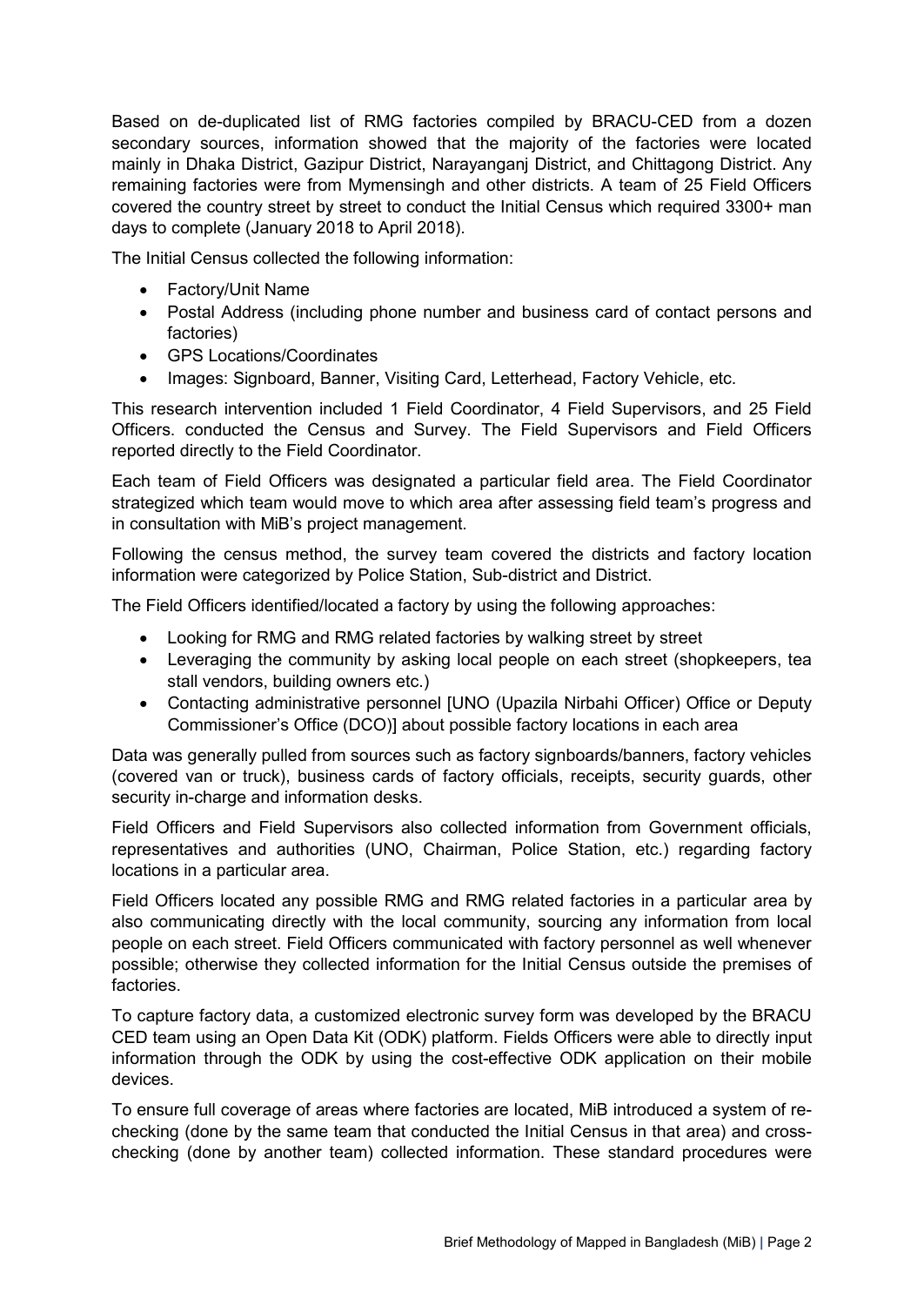Based on de-duplicated list of RMG factories compiled by BRACU-CED from a dozen secondary sources, information showed that the majority of the factories were located mainly in Dhaka District, Gazipur District, Narayanganj District, and Chittagong District. Any remaining factories were from Mymensingh and other districts. A team of 25 Field Officers covered the country street by street to conduct the Initial Census which required 3300+ man days to complete (January 2018 to April 2018).

The Initial Census collected the following information:

- Factory/Unit Name
- Postal Address (including phone number and business card of contact persons and factories)
- GPS Locations/Coordinates
- Images: Signboard, Banner, Visiting Card, Letterhead, Factory Vehicle, etc.

This research intervention included 1 Field Coordinator, 4 Field Supervisors, and 25 Field Officers. conducted the Census and Survey. The Field Supervisors and Field Officers reported directly to the Field Coordinator.

Each team of Field Officers was designated a particular field area. The Field Coordinator strategized which team would move to which area after assessing field team's progress and in consultation with MiB's project management.

Following the census method, the survey team covered the districts and factory location information were categorized by Police Station, Sub-district and District.

The Field Officers identified/located a factory by using the following approaches:

- Looking for RMG and RMG related factories by walking street by street
- Leveraging the community by asking local people on each street (shopkeepers, tea stall vendors, building owners etc.)
- Contacting administrative personnel [UNO (Upazila Nirbahi Officer) Office or Deputy Commissioner's Office (DCO)] about possible factory locations in each area

Data was generally pulled from sources such as factory signboards/banners, factory vehicles (covered van or truck), business cards of factory officials, receipts, security guards, other security in-charge and information desks.

Field Officers and Field Supervisors also collected information from Government officials, representatives and authorities (UNO, Chairman, Police Station, etc.) regarding factory locations in a particular area.

Field Officers located any possible RMG and RMG related factories in a particular area by also communicating directly with the local community, sourcing any information from local people on each street. Field Officers communicated with factory personnel as well whenever possible; otherwise they collected information for the Initial Census outside the premises of factories.

To capture factory data, a customized electronic survey form was developed by the BRACU CED team using an Open Data Kit (ODK) platform. Fields Officers were able to directly input information through the ODK by using the cost-effective ODK application on their mobile devices.

To ensure full coverage of areas where factories are located, MiB introduced a system of re-checking (done by the same team that conducted the Initial Census in that area) and cross-checking (done by another team) collected information. These standard procedures were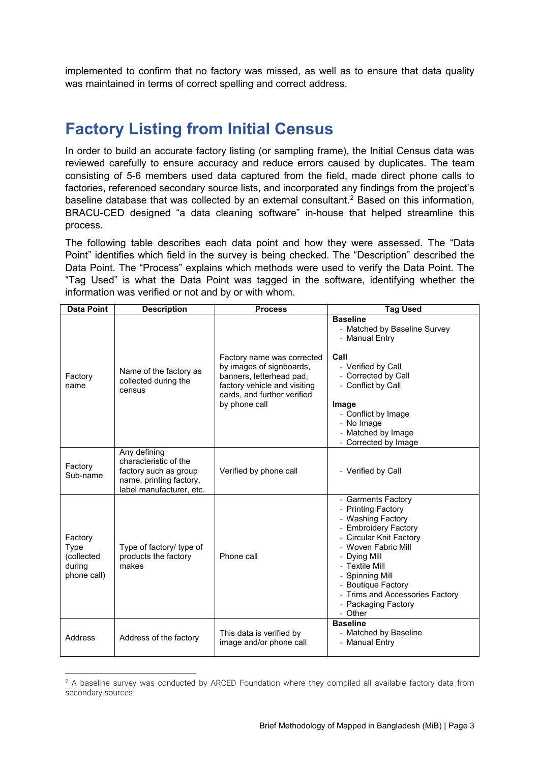implemented to confirm that no factory was missed, as well as to ensure that data quality was maintained in terms of correct spelling and correct address.

## Factory Listing from Initial Census

In order to build an accurate factory listing (or sampling frame), the Initial Census data was reviewed carefully to ensure accuracy and reduce errors caused by duplicates. The team consisting of 5-6 members used data captured from the field, made direct phone calls to factories, referenced secondary source lists, and incorporated any findings from the project's baseline database that was collected by an external consultant.[2] Based on this information, BRACU-CED designed "a data cleaning software" in-house that helped streamline this process.

The following table describes each data point and how they were assessed. The "Data Point" identifies which field in the survey is being checked. The "Description" described the Data Point. The "Process" explains which methods were used to verify the Data Point. The "Tag Used" is what the Data Point was tagged in the software, identifying whether the information was verified or not and by or with whom.

| Data Point | Description | Process | Tag Used |
|---|---|---|---|
| Factory name | Name of the factory as collected during the census | Factory name was corrected by images of signboards, banners, letterhead pad, factory vehicle and visiting cards, and further verified by phone call | **Baseline**<br>- Matched by Baseline Survey<br>- Manual Entry<br><br>**Call**<br>- Verified by Call<br>- Corrected by Call<br>- Conflict by Call<br><br>**Image**<br>- Conflict by Image<br>- No Image<br>- Matched by Image<br>- Corrected by Image |
| Factory Sub-name | Any defining characteristic of the factory such as group name, printing factory, label manufacturer, etc. | Verified by phone call | - Verified by Call |
| Factory Type (collected during phone call) | Type of factory/ type of products the factory makes | Phone call | - Garments Factory<br>- Printing Factory<br>- Washing Factory<br>- Embroidery Factory<br>- Circular Knit Factory<br>- Woven Fabric Mill<br>- Dying Mill<br>- Textile Mill<br>- Spinning Mill<br>- Boutique Factory<br>- Trims and Accessories Factory<br>- Packaging Factory<br>- Other |
| Address | Address of the factory | This data is verified by image and/or phone call | **Baseline**<br>- Matched by Baseline<br>- Manual Entry |

[2] A baseline survey was conducted by ARCED Foundation where they compiled all available factory data from secondary sources.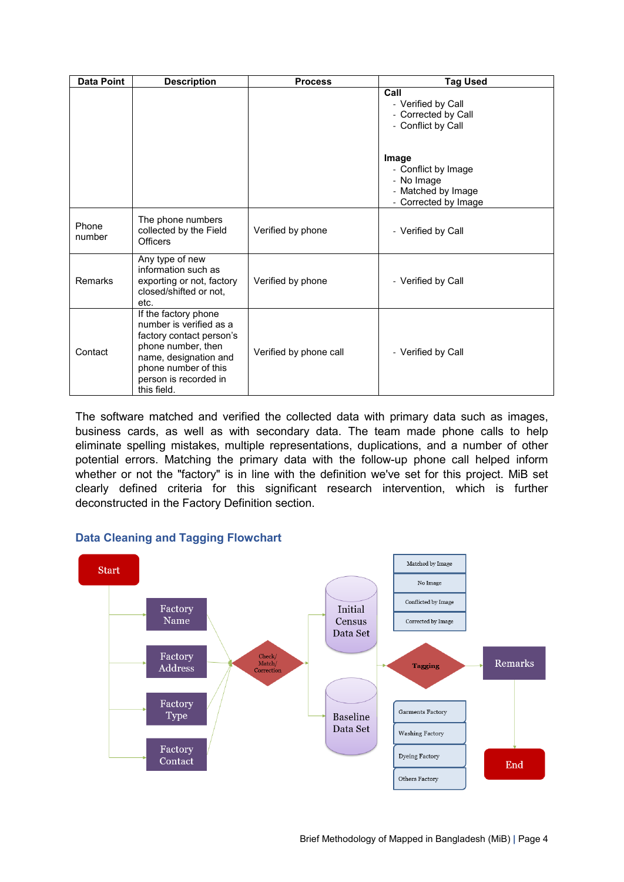| Data Point | Description | Process | Tag Used |
|---|---|---|---|
| | | | **Call**<br>- Verified by Call<br>- Corrected by Call<br>- Conflict by Call<br><br>**Image**<br>- Conflict by Image<br>- No Image<br>- Matched by Image<br>- Corrected by Image |
| Phone number | The phone numbers collected by the Field Officers | Verified by phone | - Verified by Call |
| Remarks | Any type of new information such as exporting or not, factory closed/shifted or not, etc. | Verified by phone | - Verified by Call |
| Contact | If the factory phone number is verified as a factory contact person's phone number, then name, designation and phone number of this person is recorded in this field. | Verified by phone call | - Verified by Call |

The software matched and verified the collected data with primary data such as images, business cards, as well as with secondary data. The team made phone calls to help eliminate spelling mistakes, multiple representations, duplications, and a number of other potential errors. Matching the primary data with the follow-up phone call helped inform whether or not the "factory" is in line with the definition we've set for this project. MiB set clearly defined criteria for this significant research intervention, which is further deconstructed in the Factory Definition section.

## Data Cleaning and Tagging Flowchart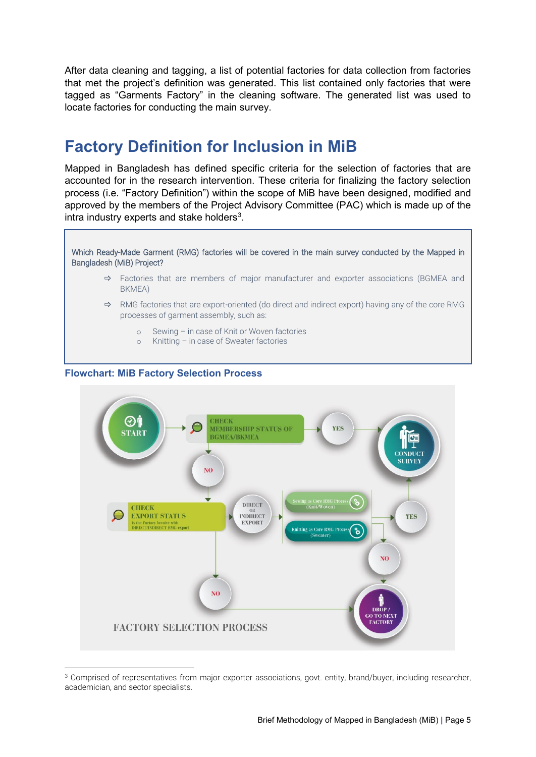After data cleaning and tagging, a list of potential factories for data collection from factories that met the project's definition was generated. This list contained only factories that were tagged as "Garments Factory" in the cleaning software. The generated list was used to locate factories for conducting the main survey.

## Factory Definition for Inclusion in MiB

Mapped in Bangladesh has defined specific criteria for the selection of factories that are accounted for in the research intervention. These criteria for finalizing the factory selection process (i.e. "Factory Definition") within the scope of MiB have been designed, modified and approved by the members of the Project Advisory Committee (PAC) which is made up of the intra industry experts and stake holders[3].

Which Ready-Made Garment (RMG) factories will be covered in the main survey conducted by the Mapped in Bangladesh (MiB) Project?

- Factories that are members of major manufacturer and exporter associations (BGMEA and BKMEA)
- RMG factories that are export-oriented (do direct and indirect export) having any of the core RMG processes of garment assembly, such as:
  - Sewing – in case of Knit or Woven factories
  - Knitting – in case of Sweater factories

**Flowchart: MiB Factory Selection Process**

START → CHECK MEMBERSHIP STATUS OF BGMEA/BKMEA → YES → CONDUCT SURVEY

NO → CHECK EXPORT STATUS (Is the Factory Involve with DIRECT/INDIRECT RMG export) → DIRECT OR INDIRECT EXPORT → Sewing as Core RMG Process (Knit/Woven) / Knitting as Core RMG Process (Sweater) → YES → CONDUCT SURVEY; NO → DROP / GO TO NEXT FACTORY

NO → DROP / GO TO NEXT FACTORY

FACTORY SELECTION PROCESS

[3] Comprised of representatives from major exporter associations, govt. entity, brand/buyer, including researcher, academician, and sector specialists.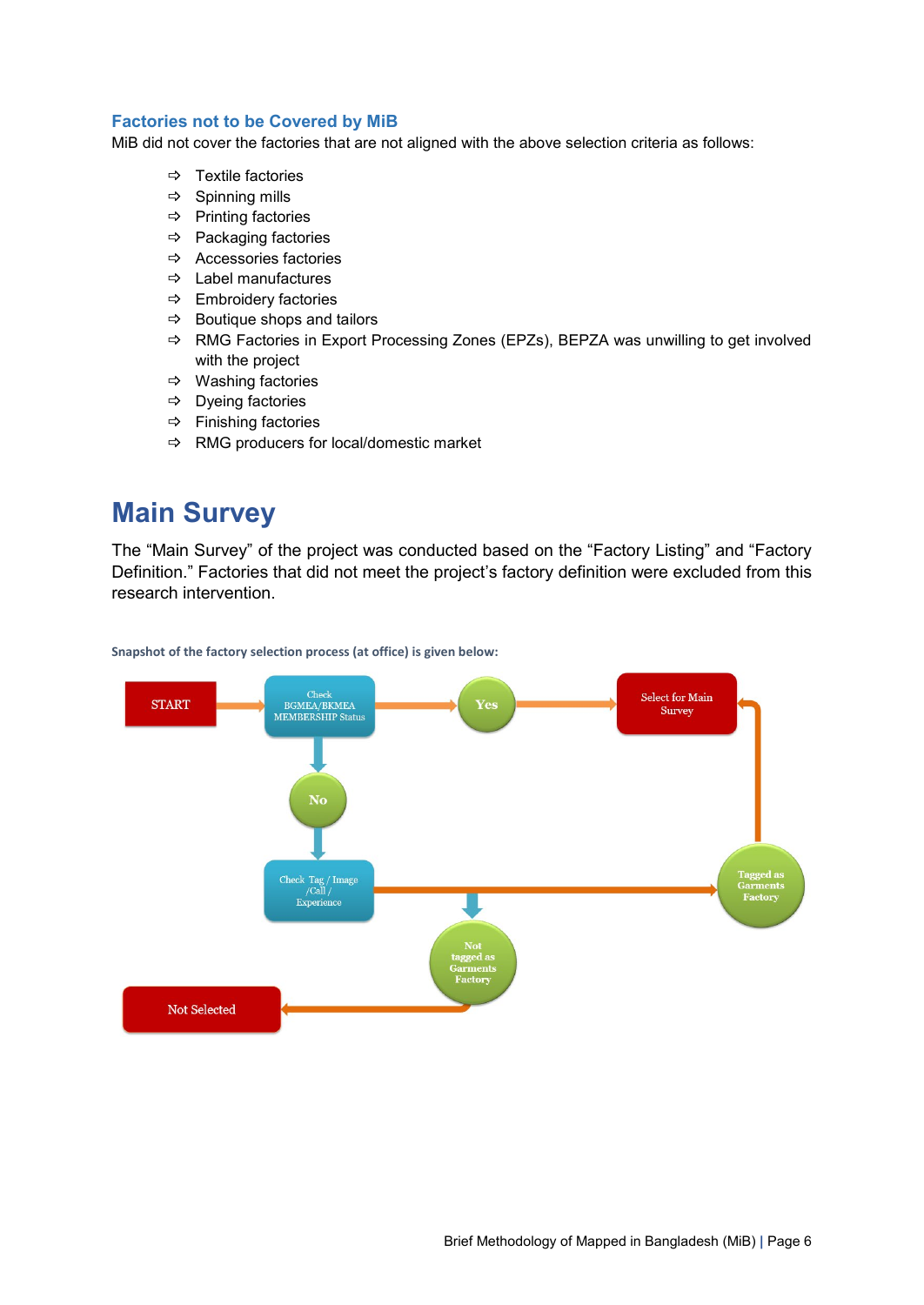### Factories not to be Covered by MiB

MiB did not cover the factories that are not aligned with the above selection criteria as follows:

- ⇨ Textile factories
- ⇨ Spinning mills
- ⇨ Printing factories
- ⇨ Packaging factories
- ⇨ Accessories factories
- ⇨ Label manufactures
- ⇨ Embroidery factories
- ⇨ Boutique shops and tailors
- ⇨ RMG Factories in Export Processing Zones (EPZs), BEPZA was unwilling to get involved with the project
- ⇨ Washing factories
- ⇨ Dyeing factories
- ⇨ Finishing factories
- ⇨ RMG producers for local/domestic market

# Main Survey

The "Main Survey" of the project was conducted based on the "Factory Listing" and "Factory Definition." Factories that did not meet the project's factory definition were excluded from this research intervention.

**Snapshot of the factory selection process (at office) is given below:**

START → Check BGMEA/BKMEA MEMBERSHIP Status → Yes → Select for Main Survey

Check BGMEA/BKMEA MEMBERSHIP Status → No → Check Tag / Image /Call / Experience

Check Tag / Image /Call / Experience → Tagged as Garments Factory → Select for Main Survey

Check Tag / Image /Call / Experience → Not tagged as Garments Factory → Not Selected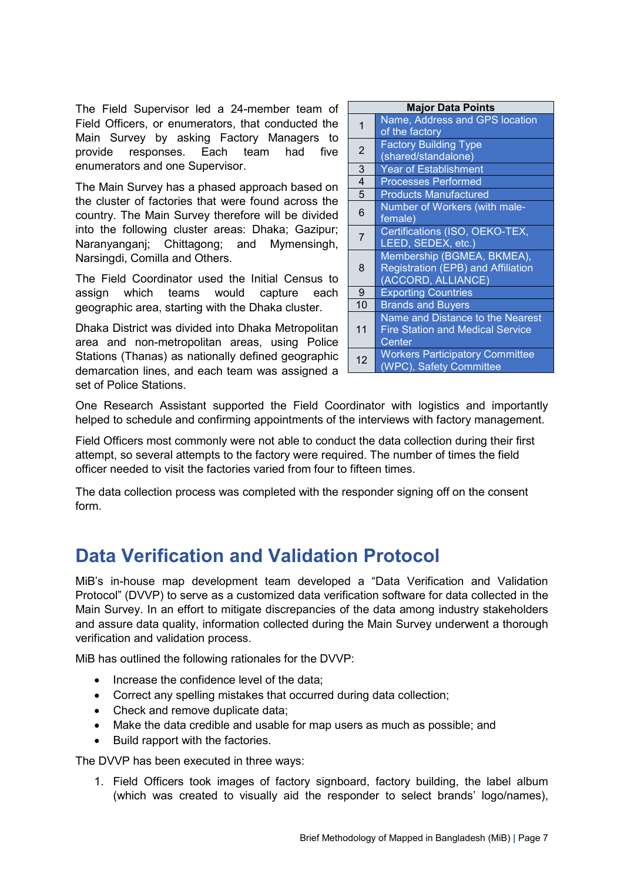The Field Supervisor led a 24-member team of Field Officers, or enumerators, that conducted the Main Survey by asking Factory Managers to provide responses. Each team had five enumerators and one Supervisor.

The Main Survey has a phased approach based on the cluster of factories that were found across the country. The Main Survey therefore will be divided into the following cluster areas: Dhaka; Gazipur; Naranyanganj; Chittagong; and Mymensingh, Narsingdi, Comilla and Others.

The Field Coordinator used the Initial Census to assign which teams would capture each geographic area, starting with the Dhaka cluster.

Dhaka District was divided into Dhaka Metropolitan area and non-metropolitan areas, using Police Stations (Thanas) as nationally defined geographic demarcation lines, and each team was assigned a set of Police Stations.

| Major Data Points | |
|---|---|
| 1 | Name, Address and GPS location of the factory |
| 2 | Factory Building Type (shared/standalone) |
| 3 | Year of Establishment |
| 4 | Processes Performed |
| 5 | Products Manufactured |
| 6 | Number of Workers (with male-female) |
| 7 | Certifications (ISO, OEKO-TEX, LEED, SEDEX, etc.) |
| 8 | Membership (BGMEA, BKMEA), Registration (EPB) and Affiliation (ACCORD, ALLIANCE) |
| 9 | Exporting Countries |
| 10 | Brands and Buyers |
| 11 | Name and Distance to the Nearest Fire Station and Medical Service Center |
| 12 | Workers Participatory Committee (WPC), Safety Committee |

One Research Assistant supported the Field Coordinator with logistics and importantly helped to schedule and confirming appointments of the interviews with factory management.

Field Officers most commonly were not able to conduct the data collection during their first attempt, so several attempts to the factory were required. The number of times the field officer needed to visit the factories varied from four to fifteen times.

The data collection process was completed with the responder signing off on the consent form.

## Data Verification and Validation Protocol

MiB's in-house map development team developed a "Data Verification and Validation Protocol" (DVVP) to serve as a customized data verification software for data collected in the Main Survey. In an effort to mitigate discrepancies of the data among industry stakeholders and assure data quality, information collected during the Main Survey underwent a thorough verification and validation process.

MiB has outlined the following rationales for the DVVP:

- Increase the confidence level of the data;
- Correct any spelling mistakes that occurred during data collection;
- Check and remove duplicate data;
- Make the data credible and usable for map users as much as possible; and
- Build rapport with the factories.

The DVVP has been executed in three ways:

1. Field Officers took images of factory signboard, factory building, the label album (which was created to visually aid the responder to select brands' logo/names),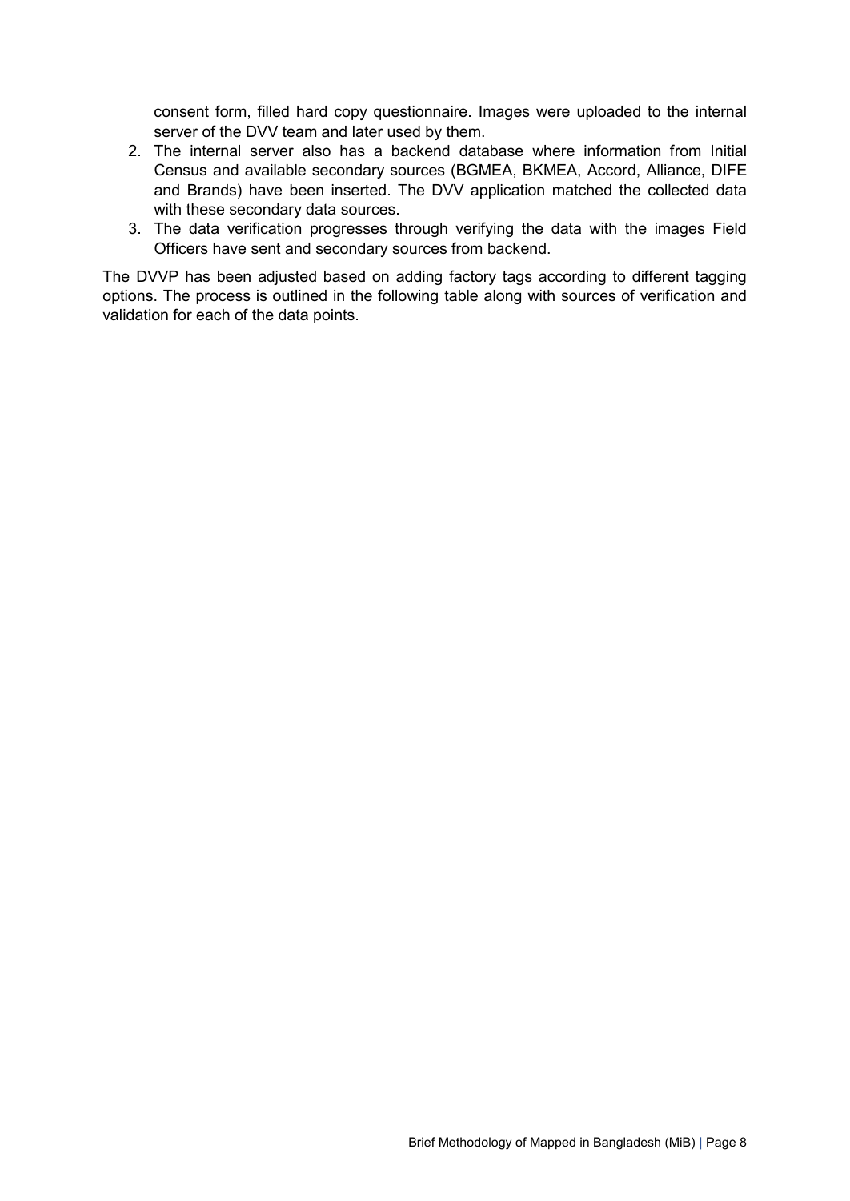consent form, filled hard copy questionnaire. Images were uploaded to the internal server of the DVV team and later used by them.

2. The internal server also has a backend database where information from Initial Census and available secondary sources (BGMEA, BKMEA, Accord, Alliance, DIFE and Brands) have been inserted. The DVV application matched the collected data with these secondary data sources.
3. The data verification progresses through verifying the data with the images Field Officers have sent and secondary sources from backend.

The DVVP has been adjusted based on adding factory tags according to different tagging options. The process is outlined in the following table along with sources of verification and validation for each of the data points.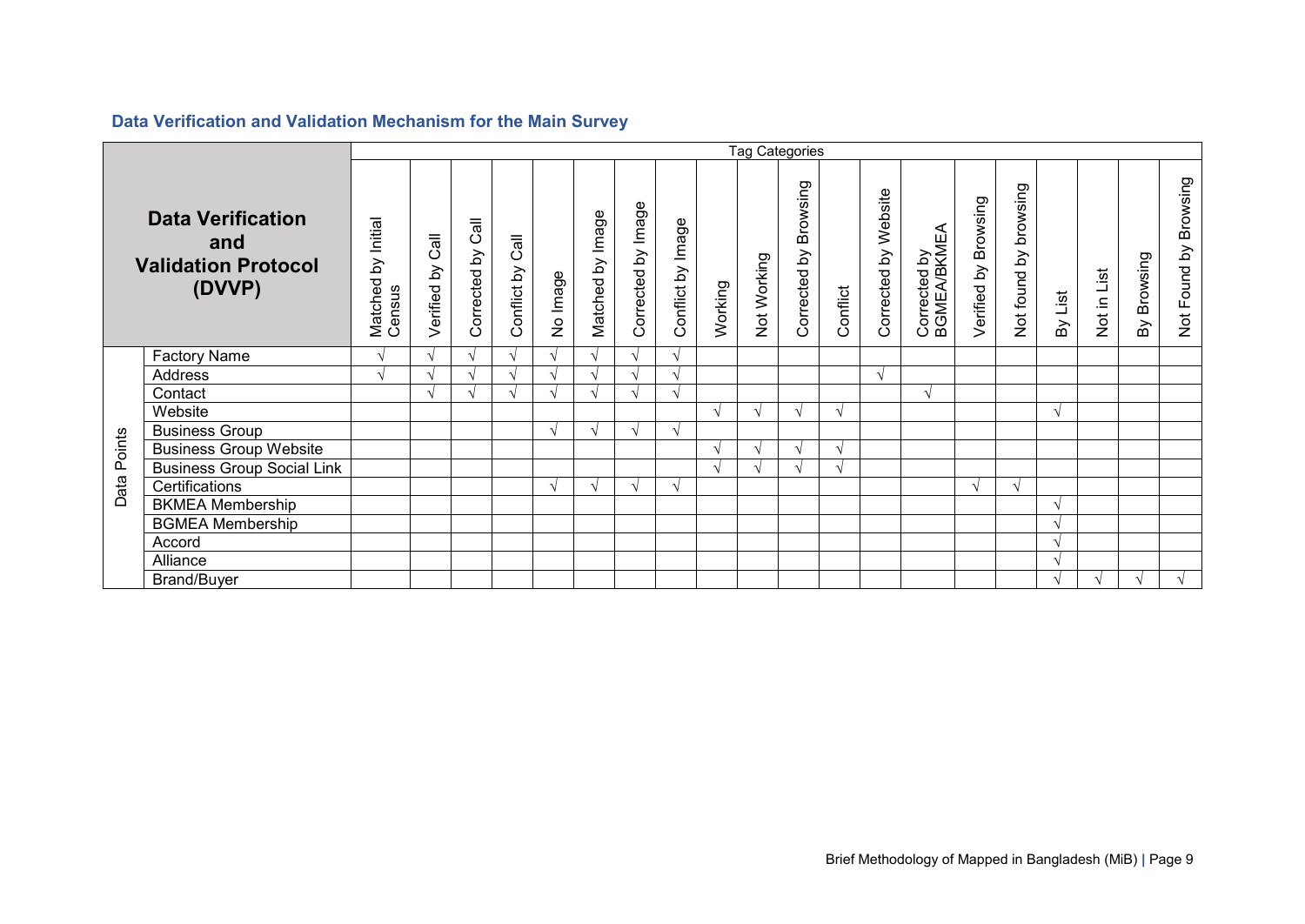## Data Verification and Validation Mechanism for the Main Survey

| Data Verification and Validation Protocol (DVVP) | | Tag Categories | | | | | | | | | | | | | | | | | | | |
|---|---|---|---|---|---|---|---|---|---|---|---|---|---|---|---|---|---|---|---|---|---|
| | | Matched by Initial Census | Verified by Call | Corrected by Call | Conflict by Call | No Image | Matched by Image | Corrected by Image | Conflict by Image | Working | Not Working | Corrected by Browsing | Conflict | Corrected by Website | Corrected by BGMEA/BKMEA | Verified by Browsing | Not found by browsing | By List | Not in List | By Browsing | Not Found by Browsing |
| Data Points | Factory Name | √ | √ | √ | √ | √ | √ | √ | √ | | | | | | | | | | | | |
| | Address | √ | √ | √ | √ | √ | √ | √ | √ | | | | | √ | | | | | | | |
| | Contact | | √ | √ | √ | √ | √ | √ | √ | | | | | | √ | | | | | | |
| | Website | | | | | | | | | √ | √ | √ | √ | | | | | √ | | | |
| | Business Group | | | | | √ | √ | √ | √ | | | | | | | | | | | | |
| | Business Group Website | | | | | | | | | √ | √ | √ | √ | | | | | | | | |
| | Business Group Social Link | | | | | | | | | √ | √ | √ | √ | | | | | | | | |
| | Certifications | | | | | √ | √ | √ | √ | | | | | | | √ | √ | | | | |
| | BKMEA Membership | | | | | | | | | | | | | | | | | √ | | | |
| | BGMEA Membership | | | | | | | | | | | | | | | | | √ | | | |
| | Accord | | | | | | | | | | | | | | | | | √ | | | |
| | Alliance | | | | | | | | | | | | | | | | | √ | | | |
| | Brand/Buyer | | | | | | | | | | | | | | | | | √ | √ | √ | √ |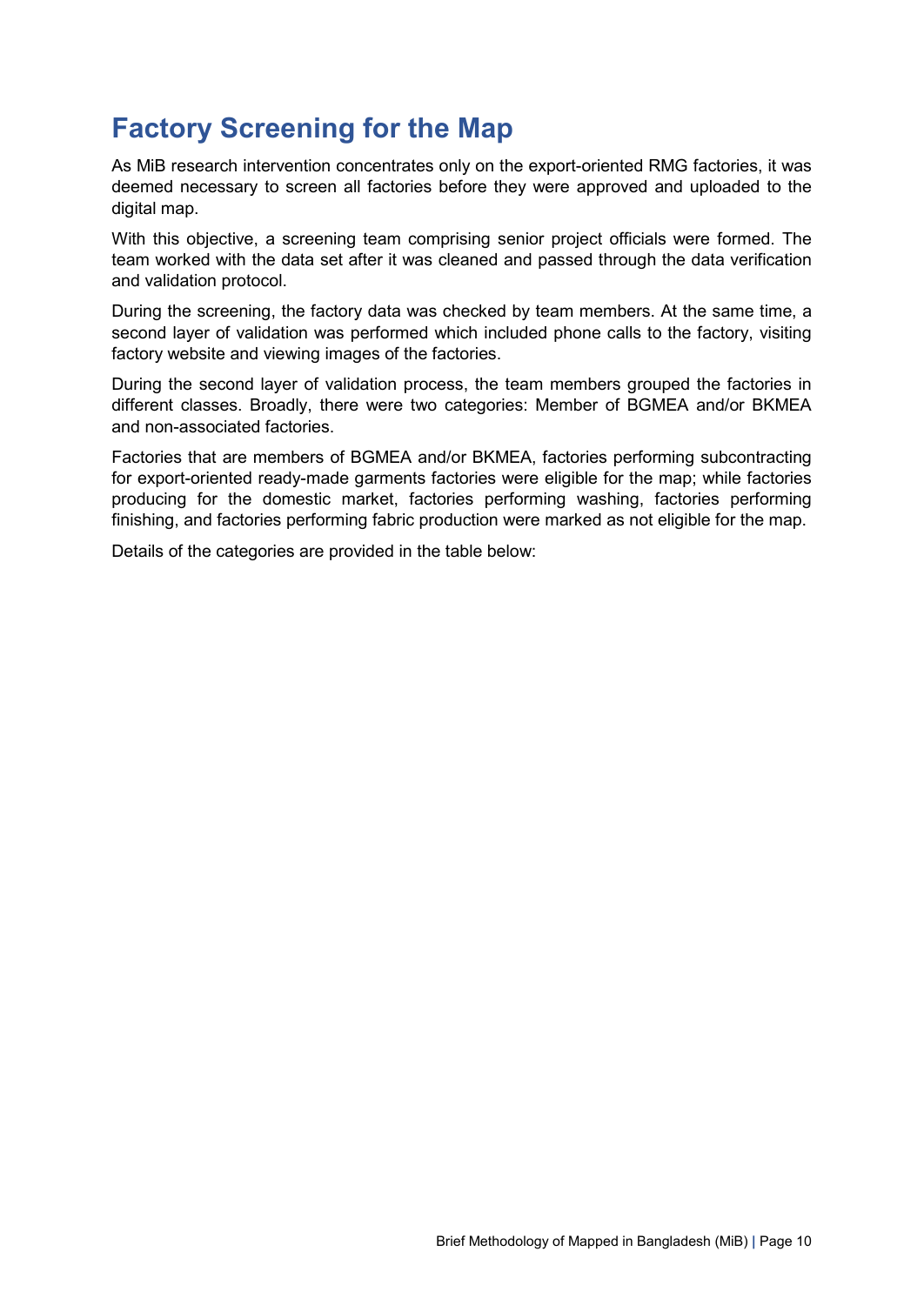# Factory Screening for the Map

As MiB research intervention concentrates only on the export-oriented RMG factories, it was deemed necessary to screen all factories before they were approved and uploaded to the digital map.

With this objective, a screening team comprising senior project officials were formed. The team worked with the data set after it was cleaned and passed through the data verification and validation protocol.

During the screening, the factory data was checked by team members. At the same time, a second layer of validation was performed which included phone calls to the factory, visiting factory website and viewing images of the factories.

During the second layer of validation process, the team members grouped the factories in different classes. Broadly, there were two categories: Member of BGMEA and/or BKMEA and non-associated factories.

Factories that are members of BGMEA and/or BKMEA, factories performing subcontracting for export-oriented ready-made garments factories were eligible for the map; while factories producing for the domestic market, factories performing washing, factories performing finishing, and factories performing fabric production were marked as not eligible for the map.

Details of the categories are provided in the table below: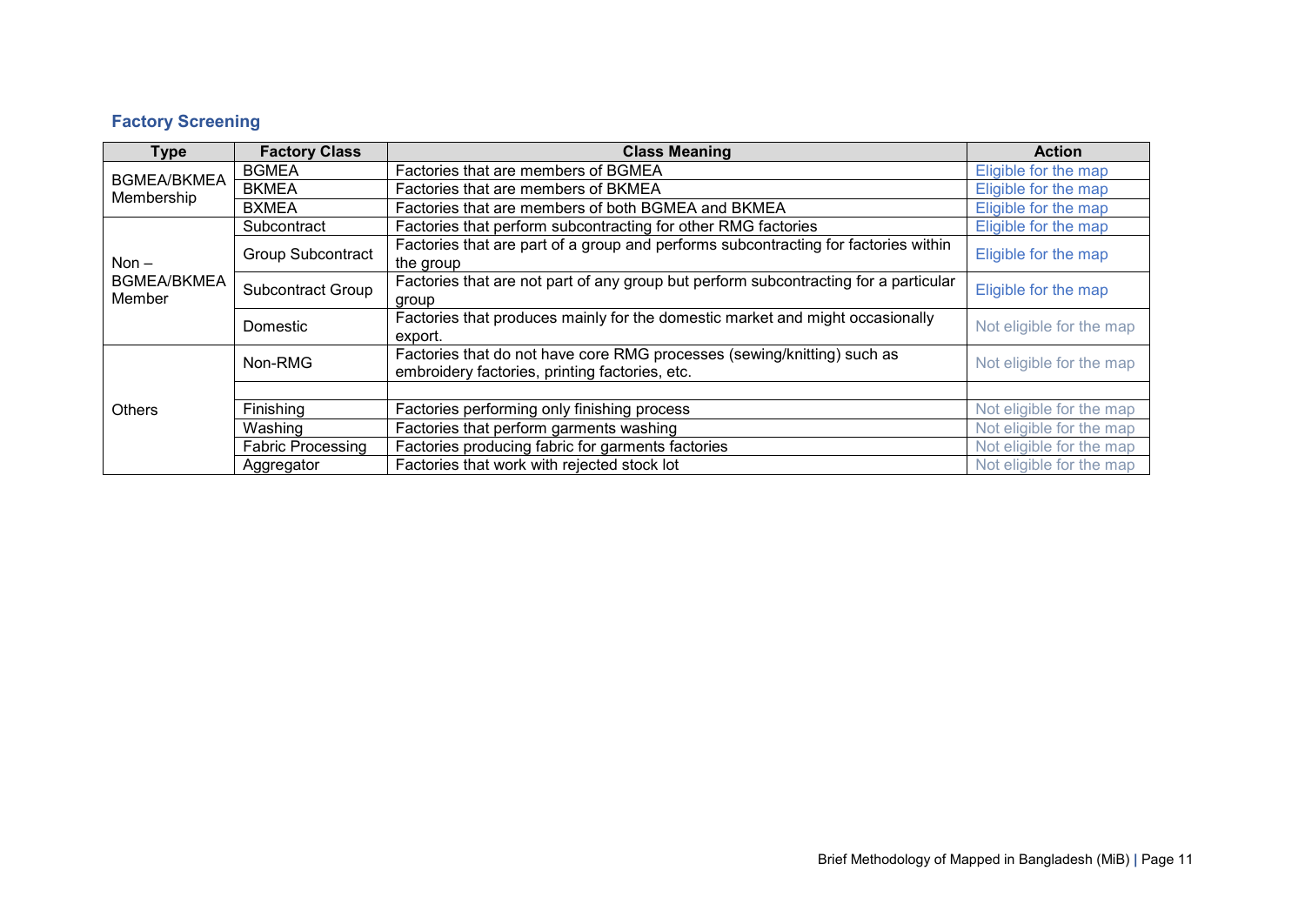## Factory Screening

| Type | Factory Class | Class Meaning | Action |
|---|---|---|---|
| BGMEA/BKMEA Membership | BGMEA | Factories that are members of BGMEA | Eligible for the map |
| | BKMEA | Factories that are members of BKMEA | Eligible for the map |
| | BXMEA | Factories that are members of both BGMEA and BKMEA | Eligible for the map |
| Non – BGMEA/BKMEA Member | Subcontract | Factories that perform subcontracting for other RMG factories | Eligible for the map |
| | Group Subcontract | Factories that are part of a group and performs subcontracting for factories within the group | Eligible for the map |
| | Subcontract Group | Factories that are not part of any group but perform subcontracting for a particular group | Eligible for the map |
| | Domestic | Factories that produces mainly for the domestic market and might occasionally export. | Not eligible for the map |
| Others | Non-RMG | Factories that do not have core RMG processes (sewing/knitting) such as embroidery factories, printing factories, etc. | Not eligible for the map |
| | | | |
| | Finishing | Factories performing only finishing process | Not eligible for the map |
| | Washing | Factories that perform garments washing | Not eligible for the map |
| | Fabric Processing | Factories producing fabric for garments factories | Not eligible for the map |
| | Aggregator | Factories that work with rejected stock lot | Not eligible for the map |